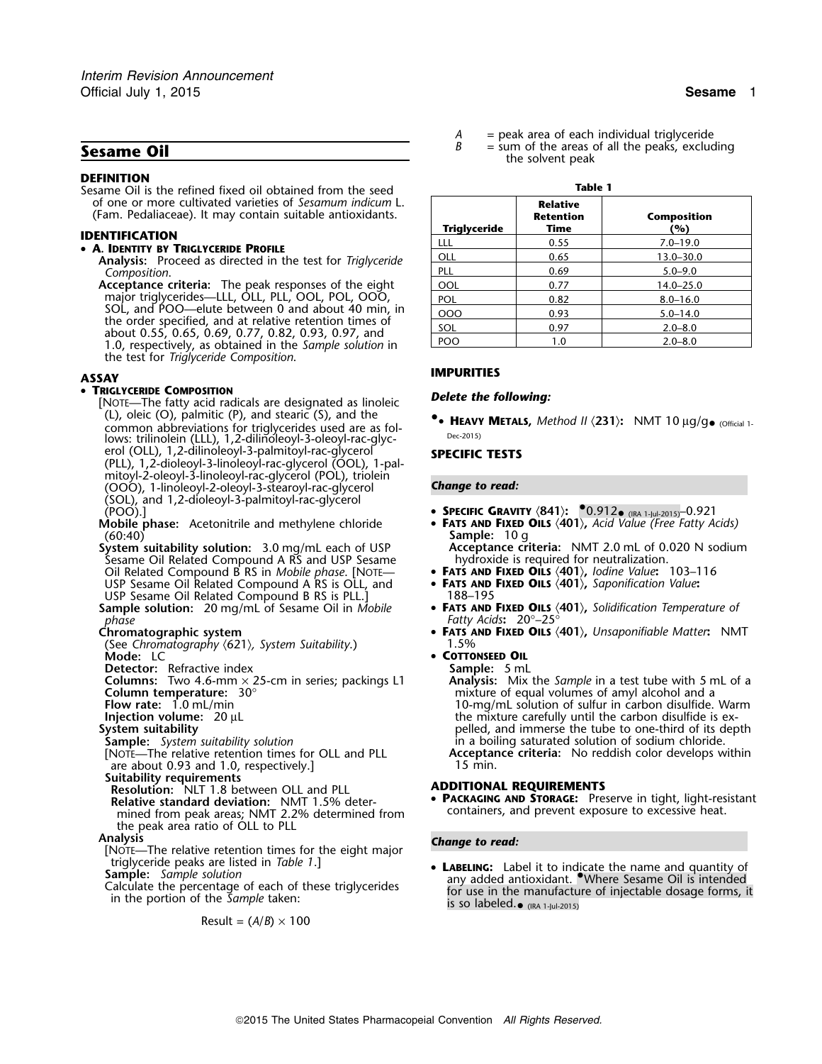# Sesame Oil

## DEFINITION

Sesame Oil is the refined fixed oil obtained from the seed of one or more cultivated varieties of *Sesamum indicum* L. (Fam. Pedaliaceae). It may contain suitable antioxidants.

## IDENTIFICATION

- **A. Identity by Triglyceride Profile**

  **Analysis:** Proceed as directed in the test for *Triglyceride Composition.*

  **Acceptance criteria:** The peak responses of the eight major triglycerides—LLL, OLL, PLL, OOL, POL, OOO, SOL, and POO—elute between 0 and about 40 min, in the order specified, and at relative retention times of about 0.55, 0.65, 0.69, 0.77, 0.82, 0.93, 0.97, and 1.0, respectively, as obtained in the *Sample solution* in the test for *Triglyceride Composition.*

## ASSAY

- **Triglyceride Composition**

  [Note—The fatty acid radicals are designated as linoleic (L), oleic (O), palmitic (P), and stearic (S), and the common abbreviations for triglycerides used are as follows: trilinolein (LLL), 1,2-dilinoleoyl-3-oleoyl-rac-glycerol (OLL), 1,2-dilinoleoyl-3-palmitoyl-rac-glycerol (PLL), 1,2-dioleoyl-3-linoleoyl-rac-glycerol (OOL), 1-palmitoyl-2-oleoyl-3-linoleoyl-rac-glycerol (POL), triolein (OOO), 1-linoleoyl-2-oleoyl-3-stearoyl-rac-glycerol (SOL), and 1,2-dioleoyl-3-palmitoyl-rac-glycerol (POO).]

  **Mobile phase:** Acetonitrile and methylene chloride (60:40)

  **System suitability solution:** 3.0 mg/mL each of USP Sesame Oil Related Compound A RS and USP Sesame Oil Related Compound B RS in *Mobile phase.* [Note—USP Sesame Oil Related Compound A RS is OLL, and USP Sesame Oil Related Compound B RS is PLL.]

  **Sample solution:** 20 mg/mL of Sesame Oil in *Mobile phase*

  **Chromatographic system**

  (See *Chromatography* ⟨621⟩, *System Suitability.*)

  **Mode:** LC

  **Detector:** Refractive index

  **Columns:** Two 4.6-mm × 25-cm in series; packings L1

  **Column temperature:** 30°

  **Flow rate:** 1.0 mL/min

  **Injection volume:** 20 µL

  **System suitability**

  **Sample:** *System suitability solution*

  [Note—The relative retention times for OLL and PLL are about 0.93 and 1.0, respectively.]

  **Suitability requirements**

  **Resolution:** NLT 1.8 between OLL and PLL

  **Relative standard deviation:** NMT 1.5% determined from peak areas; NMT 2.2% determined from the peak area ratio of OLL to PLL

  **Analysis**

  [Note—The relative retention times for the eight major triglyceride peaks are listed in *Table 1.*]

  **Sample:** *Sample solution*

  Calculate the percentage of each of these triglycerides in the portion of the *Sample* taken:

  $$\text{Result} = (A/B) \times 100$$

  $A$ = peak area of each individual triglyceride

  $B$ = sum of the areas of all the peaks, excluding the solvent peak

**Table 1**

| Triglyceride | Relative Retention Time | Composition (%) |
|---|---|---|
| LLL | 0.55 | 7.0–19.0 |
| OLL | 0.65 | 13.0–30.0 |
| PLL | 0.69 | 5.0–9.0 |
| OOL | 0.77 | 14.0–25.0 |
| POL | 0.82 | 8.0–16.0 |
| OOO | 0.93 | 5.0–14.0 |
| SOL | 0.97 | 2.0–8.0 |
| POO | 1.0 | 2.0–8.0 |

## IMPURITIES

***Delete the following:***

- •**Heavy Metals,** *Method II* ⟨231⟩**:** NMT 10 µg/g• (Official 1-Dec-2015)

## SPECIFIC TESTS

***Change to read:***

- **Specific Gravity** ⟨841⟩**:** •0.912• (IRA 1-Jul-2015)–0.921
- **Fats and Fixed Oils** ⟨401⟩**,** *Acid Value (Free Fatty Acids)*

  **Sample:** 10 g

  **Acceptance criteria:** NMT 2.0 mL of 0.020 N sodium hydroxide is required for neutralization.
- **Fats and Fixed Oils** ⟨401⟩**,** *Iodine Value***:** 103–116
- **Fats and Fixed Oils** ⟨401⟩**,** *Saponification Value***:** 188–195
- **Fats and Fixed Oils** ⟨401⟩**,** *Solidification Temperature of Fatty Acids***:** 20°–25°
- **Fats and Fixed Oils** ⟨401⟩**,** *Unsaponifiable Matter***:** NMT 1.5%
- **Cottonseed Oil**

  **Sample:** 5 mL

  **Analysis:** Mix the *Sample* in a test tube with 5 mL of a mixture of equal volumes of amyl alcohol and a 10-mg/mL solution of sulfur in carbon disulfide. Warm the mixture carefully until the carbon disulfide is expelled, and immerse the tube to one-third of its depth in a boiling saturated solution of sodium chloride.

  **Acceptance criteria:** No reddish color develops within 15 min.

## ADDITIONAL REQUIREMENTS

- **Packaging and Storage:** Preserve in tight, light-resistant containers, and prevent exposure to excessive heat.

***Change to read:***

- **Labeling:** Label it to indicate the name and quantity of any added antioxidant. •Where Sesame Oil is intended for use in the manufacture of injectable dosage forms, it is so labeled.• (IRA 1-Jul-2015)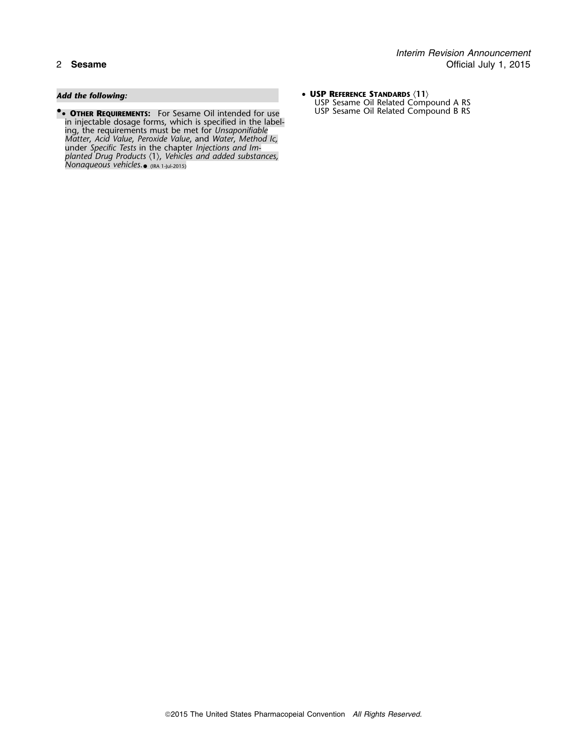***Add the following:***

■• **OTHER REQUIREMENTS:** For Sesame Oil intended for use in injectable dosage forms, which is specified in the labeling, the requirements must be met for *Unsaponifiable Matter*, *Acid Value*, *Peroxide Value*, and *Water*, *Method Ic,* under *Specific Tests* in the chapter *Injections and Implanted Drug Products* ⟨1⟩, *Vehicles and added substances, Nonaqueous vehicles.*■ (IRA 1-Jul-2015)

• **USP REFERENCE STANDARDS** ⟨11⟩

USP Sesame Oil Related Compound A RS

USP Sesame Oil Related Compound B RS

©2015 The United States Pharmacopeial Convention *All Rights Reserved.*